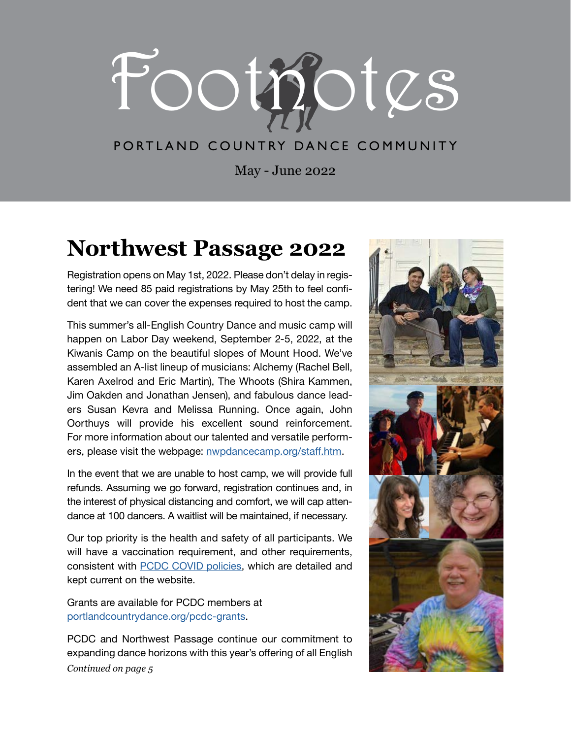# Footnotes

PORTLAND COUNTRY DANCE COMMUNITY

May - June 2022

## Northwest Passage 2022

Registration opens on May 1st, 2022. Please don't delay in registering! We need 85 paid registrations by May 25th to feel confident that we can cover the expenses required to host the camp.

This summer's all-English Country Dance and music camp will happen on Labor Day weekend, September 2-5, 2022, at the Kiwanis Camp on the beautiful slopes of Mount Hood. We've assembled an A-list lineup of musicians: Alchemy (Rachel Bell, Karen Axelrod and Eric Martin), The Whoots (Shira Kammen, Jim Oakden and Jonathan Jensen), and fabulous dance leaders Susan Kevra and Melissa Running. Once again, John Oorthuys will provide his excellent sound reinforcement. For more information about our talented and versatile performers, please visit the webpage: nwpdancecamp.org/staff.htm.

In the event that we are unable to host camp, we will provide full refunds. Assuming we go forward, registration continues and, in the interest of physical distancing and comfort, we will cap attendance at 100 dancers. A waitlist will be maintained, if necessary.

Our top priority is the health and safety of all participants. We will have a vaccination requirement, and other requirements, consistent with PCDC COVID policies, which are detailed and kept current on the website.

Grants are available for PCDC members at portlandcountrydance.org/pcdc-grants.

PCDC and Northwest Passage continue our commitment to expanding dance horizons with this year's offering of all English

*Continued on page 5*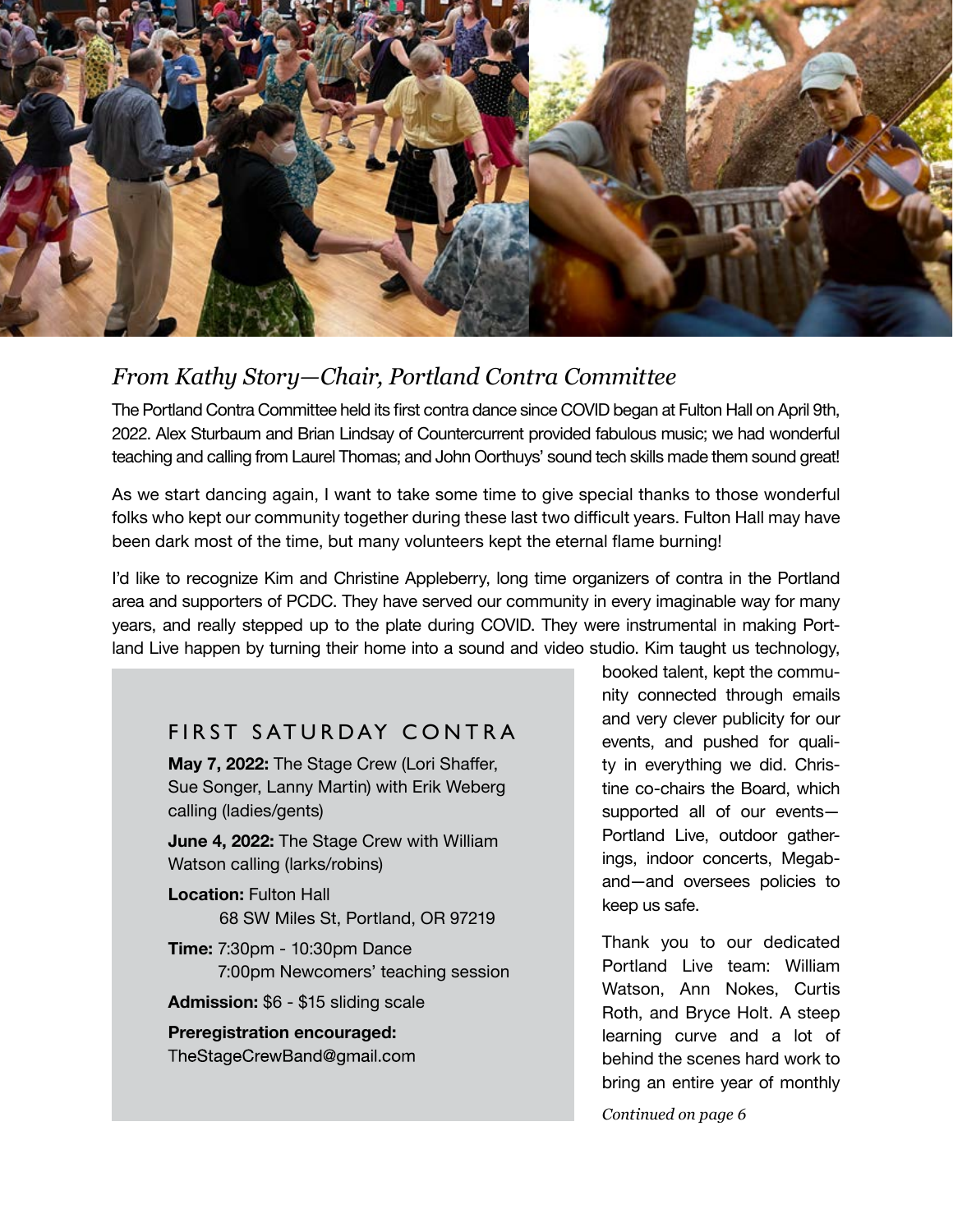## *From Kathy Story—Chair, Portland Contra Committee*

The Portland Contra Committee held its first contra dance since COVID began at Fulton Hall on April 9th, 2022. Alex Sturbaum and Brian Lindsay of Countercurrent provided fabulous music; we had wonderful teaching and calling from Laurel Thomas; and John Oorthuys' sound tech skills made them sound great!

As we start dancing again, I want to take some time to give special thanks to those wonderful folks who kept our community together during these last two difficult years. Fulton Hall may have been dark most of the time, but many volunteers kept the eternal flame burning!

I'd like to recognize Kim and Christine Appleberry, long time organizers of contra in the Portland area and supporters of PCDC. They have served our community in every imaginable way for many years, and really stepped up to the plate during COVID. They were instrumental in making Portland Live happen by turning their home into a sound and video studio. Kim taught us technology, booked talent, kept the community connected through emails and very clever publicity for our events, and pushed for quality in everything we did. Christine co-chairs the Board, which supported all of our events—Portland Live, outdoor gatherings, indoor concerts, Megaband—and oversees policies to keep us safe.

Thank you to our dedicated Portland Live team: William Watson, Ann Nokes, Curtis Roth, and Bryce Holt. A steep learning curve and a lot of behind the scenes hard work to bring an entire year of monthly

*Continued on page 6*

### FIRST SATURDAY CONTRA

**May 7, 2022:** The Stage Crew (Lori Shaffer, Sue Songer, Lanny Martin) with Erik Weberg calling (ladies/gents)

**June 4, 2022:** The Stage Crew with William Watson calling (larks/robins)

**Location:** Fulton Hall
68 SW Miles St, Portland, OR 97219

**Time:** 7:30pm - 10:30pm Dance
7:00pm Newcomers' teaching session

**Admission:** $6 - $15 sliding scale

**Preregistration encouraged:**
TheStageCrewBand@gmail.com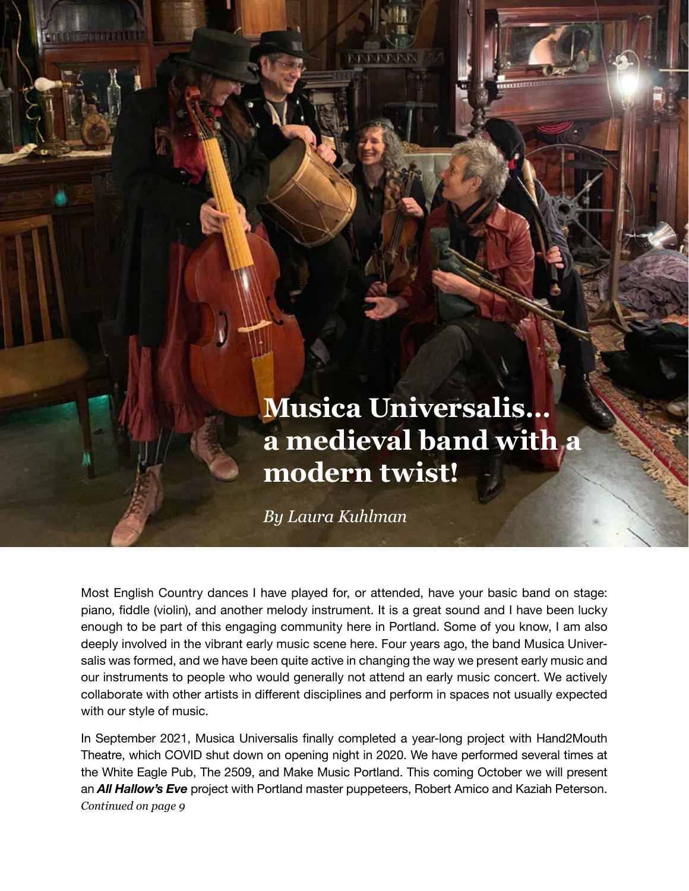# Musica Universalis... a medieval band with a modern twist!

*By Laura Kuhlman*

Most English Country dances I have played for, or attended, have your basic band on stage: piano, fiddle (violin), and another melody instrument. It is a great sound and I have been lucky enough to be part of this engaging community here in Portland. Some of you know, I am also deeply involved in the vibrant early music scene here. Four years ago, the band Musica Universalis was formed, and we have been quite active in changing the way we present early music and our instruments to people who would generally not attend an early music concert. We actively collaborate with other artists in different disciplines and perform in spaces not usually expected with our style of music.

In September 2021, Musica Universalis finally completed a year-long project with Hand2Mouth Theatre, which COVID shut down on opening night in 2020. We have performed several times at the White Eagle Pub, The 2509, and Make Music Portland. This coming October we will present an ***All Hallow's Eve*** project with Portland master puppeteers, Robert Amico and Kaziah Peterson.

*Continued on page 9*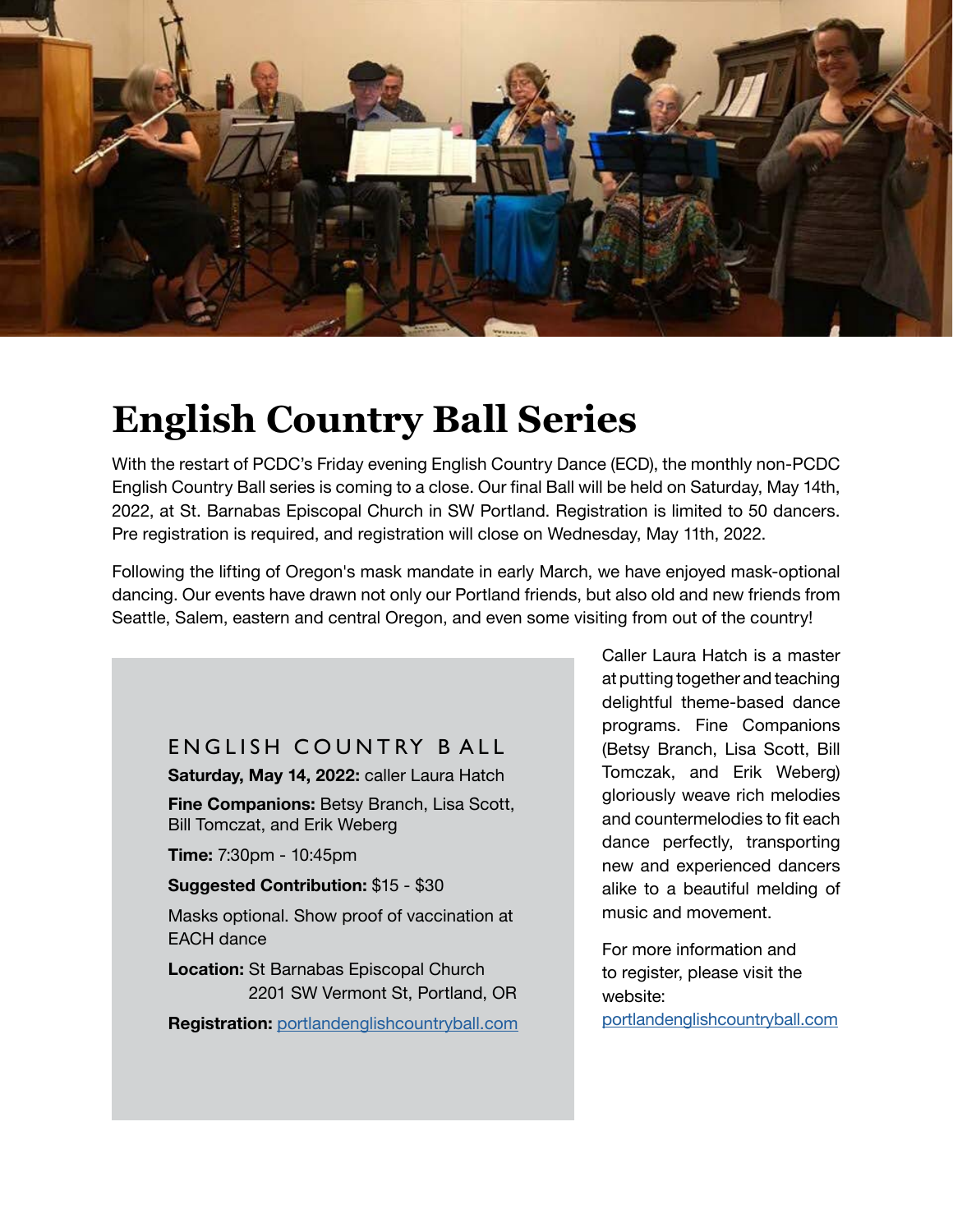# English Country Ball Series

With the restart of PCDC's Friday evening English Country Dance (ECD), the monthly non-PCDC English Country Ball series is coming to a close. Our final Ball will be held on Saturday, May 14th, 2022, at St. Barnabas Episcopal Church in SW Portland. Registration is limited to 50 dancers. Pre registration is required, and registration will close on Wednesday, May 11th, 2022.

Following the lifting of Oregon's mask mandate in early March, we have enjoyed mask-optional dancing. Our events have drawn not only our Portland friends, but also old and new friends from Seattle, Salem, eastern and central Oregon, and even some visiting from out of the country!

## ENGLISH COUNTRY BALL

**Saturday, May 14, 2022:** caller Laura Hatch

**Fine Companions:** Betsy Branch, Lisa Scott, Bill Tomczat, and Erik Weberg

**Time:** 7:30pm - 10:45pm

**Suggested Contribution:** $15 - $30

Masks optional. Show proof of vaccination at EACH dance

**Location:** St Barnabas Episcopal Church
2201 SW Vermont St, Portland, OR

**Registration:** portlandenglishcountryball.com

Caller Laura Hatch is a master at putting together and teaching delightful theme-based dance programs. Fine Companions (Betsy Branch, Lisa Scott, Bill Tomczak, and Erik Weberg) gloriously weave rich melodies and countermelodies to fit each dance perfectly, transporting new and experienced dancers alike to a beautiful melding of music and movement.

For more information and to register, please visit the website: portlandenglishcountryball.com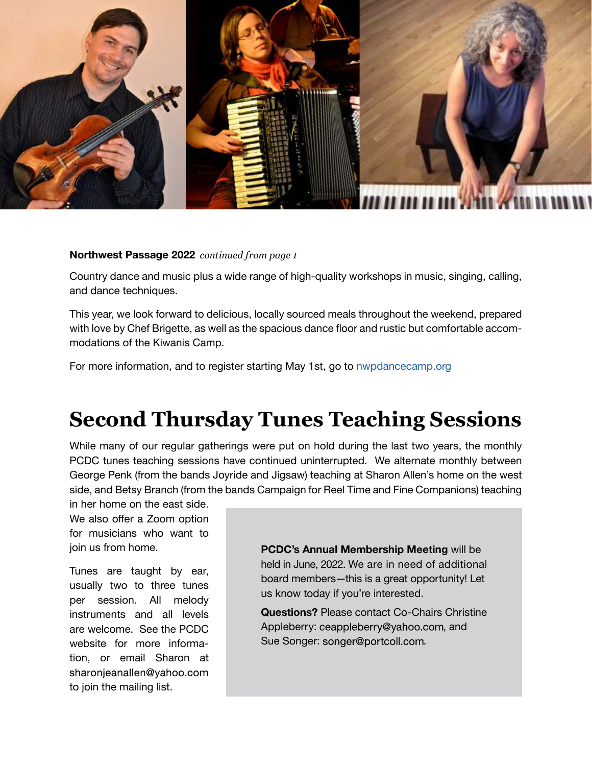**Northwest Passage 2022** *continued from page 1*

Country dance and music plus a wide range of high-quality workshops in music, singing, calling, and dance techniques.

This year, we look forward to delicious, locally sourced meals throughout the weekend, prepared with love by Chef Brigette, as well as the spacious dance floor and rustic but comfortable accommodations of the Kiwanis Camp.

For more information, and to register starting May 1st, go to [nwpdancecamp.org](nwpdancecamp.org)

# Second Thursday Tunes Teaching Sessions

While many of our regular gatherings were put on hold during the last two years, the monthly PCDC tunes teaching sessions have continued uninterrupted. We alternate monthly between George Penk (from the bands Joyride and Jigsaw) teaching at Sharon Allen's home on the west side, and Betsy Branch (from the bands Campaign for Reel Time and Fine Companions) teaching in her home on the east side. We also offer a Zoom option for musicians who want to join us from home.

Tunes are taught by ear, usually two to three tunes per session. All melody instruments and all levels are welcome. See the PCDC website for more information, or email Sharon at sharonjeanallen@yahoo.com to join the mailing list.

**PCDC's Annual Membership Meeting** will be held in June, 2022. We are in need of additional board members—this is a great opportunity! Let us know today if you're interested.

**Questions?** Please contact Co-Chairs Christine Appleberry: ceappleberry@yahoo.com, and Sue Songer: songer@portcoll.com.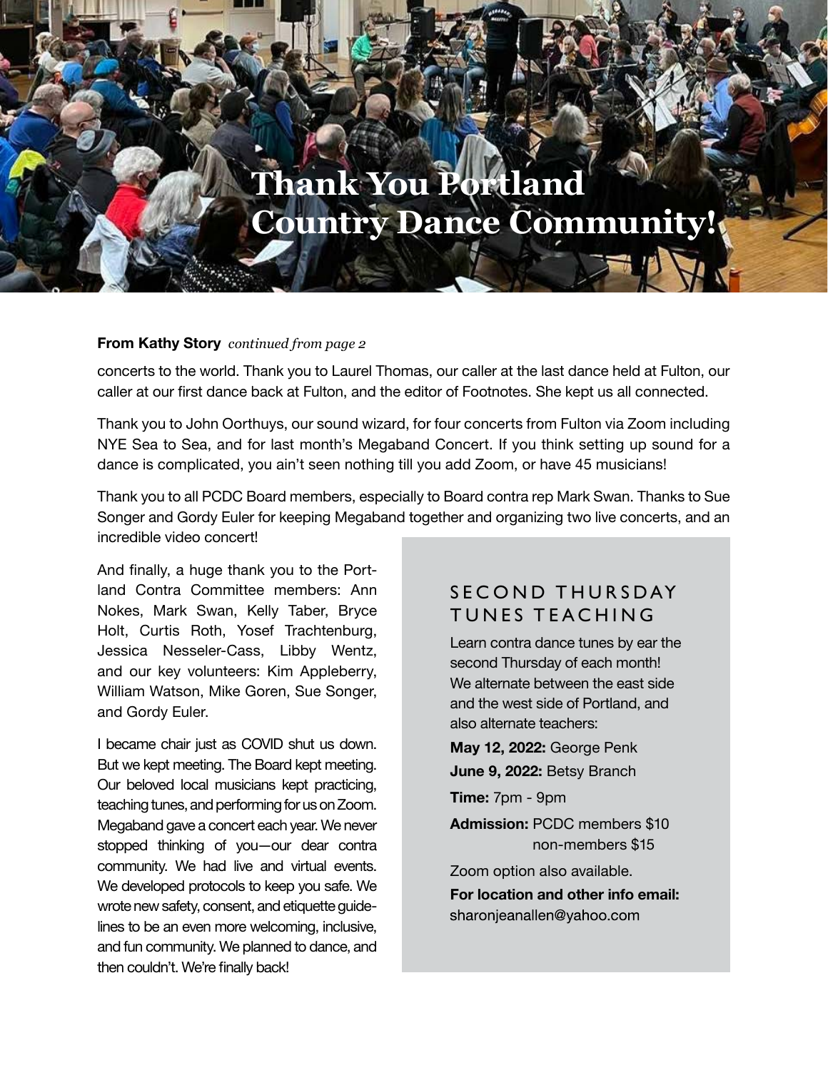# Thank You Portland Country Dance Community!

**From Kathy Story** *continued from page 2*

concerts to the world. Thank you to Laurel Thomas, our caller at the last dance held at Fulton, our caller at our first dance back at Fulton, and the editor of Footnotes. She kept us all connected.

Thank you to John Oorthuys, our sound wizard, for four concerts from Fulton via Zoom including NYE Sea to Sea, and for last month's Megaband Concert. If you think setting up sound for a dance is complicated, you ain't seen nothing till you add Zoom, or have 45 musicians!

Thank you to all PCDC Board members, especially to Board contra rep Mark Swan. Thanks to Sue Songer and Gordy Euler for keeping Megaband together and organizing two live concerts, and an incredible video concert!

And finally, a huge thank you to the Portland Contra Committee members: Ann Nokes, Mark Swan, Kelly Taber, Bryce Holt, Curtis Roth, Yosef Trachtenburg, Jessica Nesseler-Cass, Libby Wentz, and our key volunteers: Kim Appleberry, William Watson, Mike Goren, Sue Songer, and Gordy Euler.

I became chair just as COVID shut us down. But we kept meeting. The Board kept meeting. Our beloved local musicians kept practicing, teaching tunes, and performing for us on Zoom. Megaband gave a concert each year. We never stopped thinking of you—our dear contra community. We had live and virtual events. We developed protocols to keep you safe. We wrote new safety, consent, and etiquette guidelines to be an even more welcoming, inclusive, and fun community. We planned to dance, and then couldn't. We're finally back!

## SECOND THURSDAY TUNES TEACHING

Learn contra dance tunes by ear the second Thursday of each month! We alternate between the east side and the west side of Portland, and also alternate teachers:

**May 12, 2022:** George Penk

**June 9, 2022:** Betsy Branch

**Time:** 7pm - 9pm

**Admission:** PCDC members $10
non-members $15

Zoom option also available.

**For location and other info email:**
sharonjeanallen@yahoo.com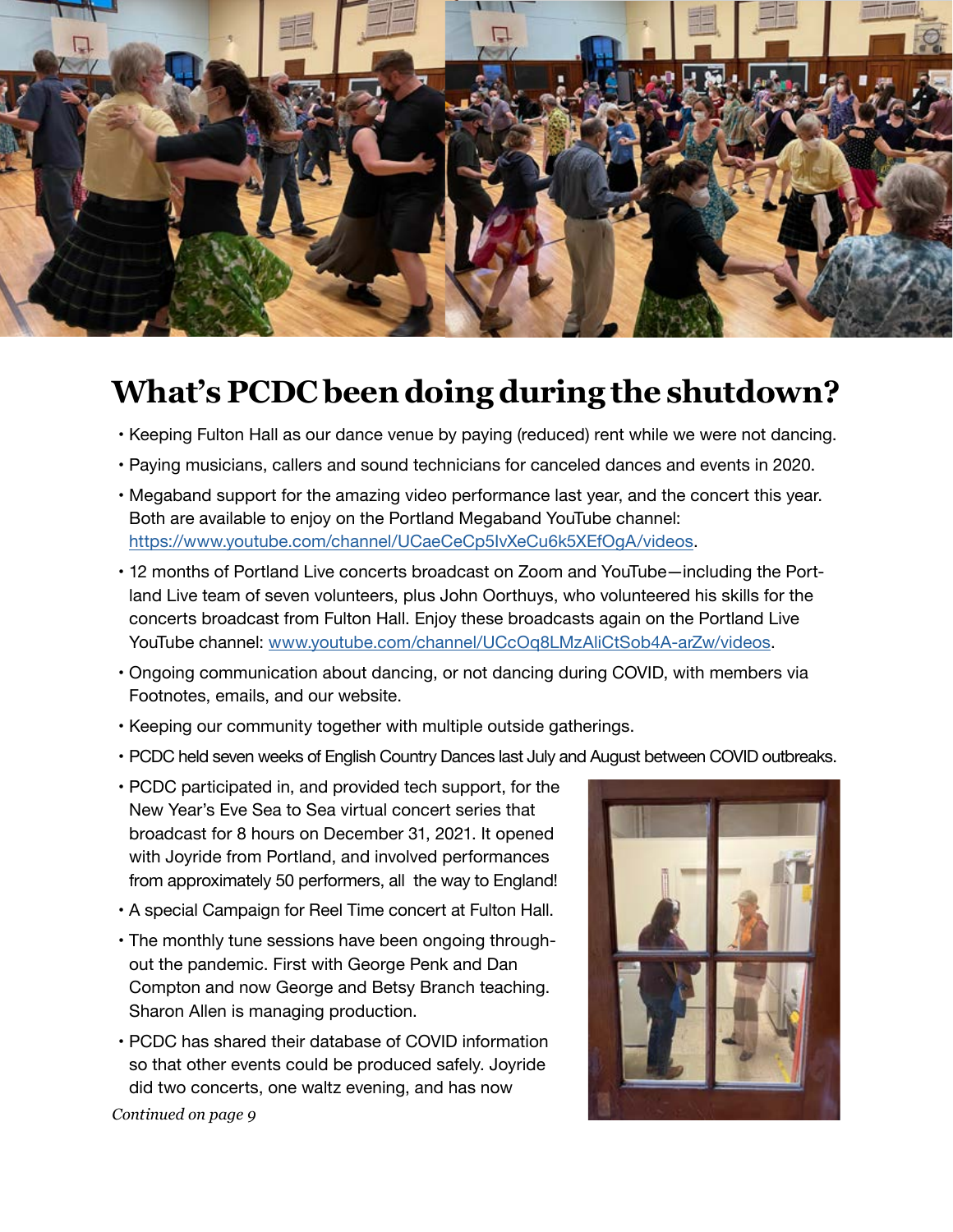# What's PCDC been doing during the shutdown?

- Keeping Fulton Hall as our dance venue by paying (reduced) rent while we were not dancing.
- Paying musicians, callers and sound technicians for canceled dances and events in 2020.
- Megaband support for the amazing video performance last year, and the concert this year. Both are available to enjoy on the Portland Megaband YouTube channel: https://www.youtube.com/channel/UCaeCeCp5IvXeCu6k5XEfOgA/videos.
- 12 months of Portland Live concerts broadcast on Zoom and YouTube—including the Portland Live team of seven volunteers, plus John Oorthuys, who volunteered his skills for the concerts broadcast from Fulton Hall. Enjoy these broadcasts again on the Portland Live YouTube channel: www.youtube.com/channel/UCcOq8LMzAliCtSob4A-arZw/videos.
- Ongoing communication about dancing, or not dancing during COVID, with members via Footnotes, emails, and our website.
- Keeping our community together with multiple outside gatherings.
- PCDC held seven weeks of English Country Dances last July and August between COVID outbreaks.
- PCDC participated in, and provided tech support, for the New Year's Eve Sea to Sea virtual concert series that broadcast for 8 hours on December 31, 2021. It opened with Joyride from Portland, and involved performances from approximately 50 performers, all the way to England!
- A special Campaign for Reel Time concert at Fulton Hall.
- The monthly tune sessions have been ongoing throughout the pandemic. First with George Penk and Dan Compton and now George and Betsy Branch teaching. Sharon Allen is managing production.
- PCDC has shared their database of COVID information so that other events could be produced safely. Joyride did two concerts, one waltz evening, and has now

*Continued on page 9*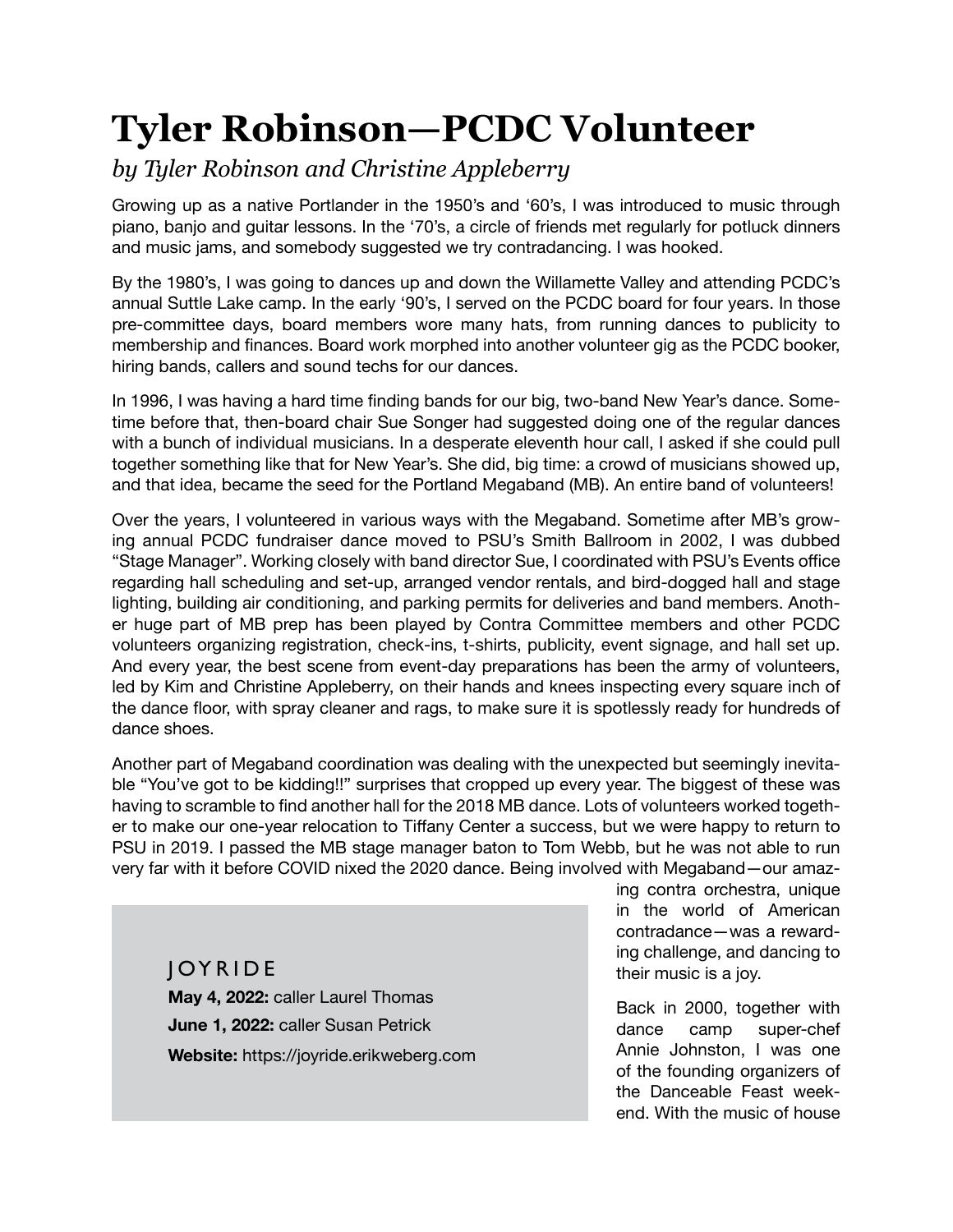# Tyler Robinson—PCDC Volunteer

*by Tyler Robinson and Christine Appleberry*

Growing up as a native Portlander in the 1950's and '60's, I was introduced to music through piano, banjo and guitar lessons. In the '70's, a circle of friends met regularly for potluck dinners and music jams, and somebody suggested we try contradancing. I was hooked.

By the 1980's, I was going to dances up and down the Willamette Valley and attending PCDC's annual Suttle Lake camp. In the early '90's, I served on the PCDC board for four years. In those pre-committee days, board members wore many hats, from running dances to publicity to membership and finances. Board work morphed into another volunteer gig as the PCDC booker, hiring bands, callers and sound techs for our dances.

In 1996, I was having a hard time finding bands for our big, two-band New Year's dance. Sometime before that, then-board chair Sue Songer had suggested doing one of the regular dances with a bunch of individual musicians. In a desperate eleventh hour call, I asked if she could pull together something like that for New Year's. She did, big time: a crowd of musicians showed up, and that idea, became the seed for the Portland Megaband (MB). An entire band of volunteers!

Over the years, I volunteered in various ways with the Megaband. Sometime after MB's growing annual PCDC fundraiser dance moved to PSU's Smith Ballroom in 2002, I was dubbed "Stage Manager". Working closely with band director Sue, I coordinated with PSU's Events office regarding hall scheduling and set-up, arranged vendor rentals, and bird-dogged hall and stage lighting, building air conditioning, and parking permits for deliveries and band members. Another huge part of MB prep has been played by Contra Committee members and other PCDC volunteers organizing registration, check-ins, t-shirts, publicity, event signage, and hall set up. And every year, the best scene from event-day preparations has been the army of volunteers, led by Kim and Christine Appleberry, on their hands and knees inspecting every square inch of the dance floor, with spray cleaner and rags, to make sure it is spotlessly ready for hundreds of dance shoes.

Another part of Megaband coordination was dealing with the unexpected but seemingly inevitable "You've got to be kidding!!" surprises that cropped up every year. The biggest of these was having to scramble to find another hall for the 2018 MB dance. Lots of volunteers worked together to make our one-year relocation to Tiffany Center a success, but we were happy to return to PSU in 2019. I passed the MB stage manager baton to Tom Webb, but he was not able to run very far with it before COVID nixed the 2020 dance. Being involved with Megaband—our amazing contra orchestra, unique in the world of American contradance—was a rewarding challenge, and dancing to their music is a joy.

Back in 2000, together with dance camp super-chef Annie Johnston, I was one of the founding organizers of the Danceable Feast weekend. With the music of house

## JOYRIDE

**May 4, 2022:** caller Laurel Thomas

**June 1, 2022:** caller Susan Petrick

**Website:** https://joyride.erikweberg.com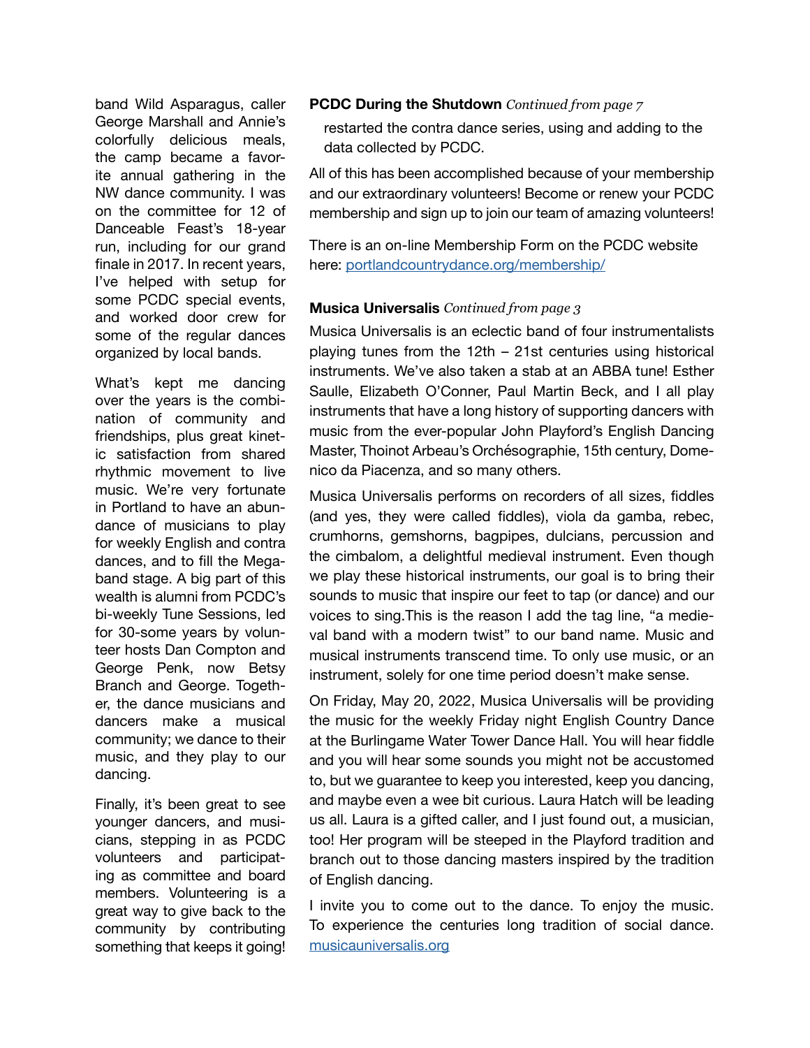band Wild Asparagus, caller George Marshall and Annie's colorfully delicious meals, the camp became a favorite annual gathering in the NW dance community. I was on the committee for 12 of Danceable Feast's 18-year run, including for our grand finale in 2017. In recent years, I've helped with setup for some PCDC special events, and worked door crew for some of the regular dances organized by local bands.

What's kept me dancing over the years is the combination of community and friendships, plus great kinetic satisfaction from shared rhythmic movement to live music. We're very fortunate in Portland to have an abundance of musicians to play for weekly English and contra dances, and to fill the Megaband stage. A big part of this wealth is alumni from PCDC's bi-weekly Tune Sessions, led for 30-some years by volunteer hosts Dan Compton and George Penk, now Betsy Branch and George. Together, the dance musicians and dancers make a musical community; we dance to their music, and they play to our dancing.

Finally, it's been great to see younger dancers, and musicians, stepping in as PCDC volunteers and participating as committee and board members. Volunteering is a great way to give back to the community by contributing something that keeps it going!

**PCDC During the Shutdown** *Continued from page 7*

restarted the contra dance series, using and adding to the data collected by PCDC.

All of this has been accomplished because of your membership and our extraordinary volunteers! Become or renew your PCDC membership and sign up to join our team of amazing volunteers!

There is an on-line Membership Form on the PCDC website here: portlandcountrydance.org/membership/

**Musica Universalis** *Continued from page 3*

Musica Universalis is an eclectic band of four instrumentalists playing tunes from the 12th – 21st centuries using historical instruments. We've also taken a stab at an ABBA tune! Esther Saulle, Elizabeth O'Conner, Paul Martin Beck, and I all play instruments that have a long history of supporting dancers with music from the ever-popular John Playford's English Dancing Master, Thoinot Arbeau's Orchésographie, 15th century, Domenico da Piacenza, and so many others.

Musica Universalis performs on recorders of all sizes, fiddles (and yes, they were called fiddles), viola da gamba, rebec, crumhorns, gemshorns, bagpipes, dulcians, percussion and the cimbalom, a delightful medieval instrument. Even though we play these historical instruments, our goal is to bring their sounds to music that inspire our feet to tap (or dance) and our voices to sing.This is the reason I add the tag line, "a medieval band with a modern twist" to our band name. Music and musical instruments transcend time. To only use music, or an instrument, solely for one time period doesn't make sense.

On Friday, May 20, 2022, Musica Universalis will be providing the music for the weekly Friday night English Country Dance at the Burlingame Water Tower Dance Hall. You will hear fiddle and you will hear some sounds you might not be accustomed to, but we guarantee to keep you interested, keep you dancing, and maybe even a wee bit curious. Laura Hatch will be leading us all. Laura is a gifted caller, and I just found out, a musician, too! Her program will be steeped in the Playford tradition and branch out to those dancing masters inspired by the tradition of English dancing.

I invite you to come out to the dance. To enjoy the music. To experience the centuries long tradition of social dance. musicauniversalis.org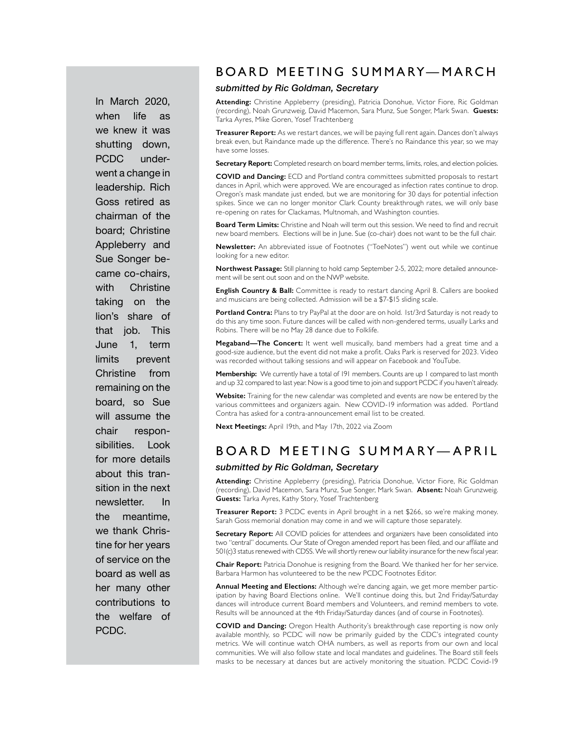In March 2020, when life as we knew it was shutting down, PCDC underwent a change in leadership. Rich Goss retired as chairman of the board; Christine Appleberry and Sue Songer became co-chairs, with Christine taking on the lion's share of that job. This June 1, term limits prevent Christine from remaining on the board, so Sue will assume the chair responsibilities. Look for more details about this transition in the next newsletter. In the meantime, we thank Christine for her years of service on the board as well as her many other contributions to the welfare of PCDC.

## BOARD MEETING SUMMARY—MARCH

***submitted by Ric Goldman, Secretary***

**Attending:** Christine Appleberry (presiding), Patricia Donohue, Victor Fiore, Ric Goldman (recording), Noah Grunzweig, David Macemon, Sara Munz, Sue Songer, Mark Swan. **Guests:** Tarka Ayres, Mike Goren, Yosef Trachtenberg

**Treasurer Report:** As we restart dances, we will be paying full rent again. Dances don't always break even, but Raindance made up the difference. There's no Raindance this year, so we may have some losses.

**Secretary Report:** Completed research on board member terms, limits, roles, and election policies.

**COVID and Dancing:** ECD and Portland contra committees submitted proposals to restart dances in April, which were approved. We are encouraged as infection rates continue to drop. Oregon's mask mandate just ended, but we are monitoring for 30 days for potential infection spikes. Since we can no longer monitor Clark County breakthrough rates, we will only base re-opening on rates for Clackamas, Multnomah, and Washington counties.

**Board Term Limits:** Christine and Noah will term out this session. We need to find and recruit new board members. Elections will be in June. Sue (co-chair) does not want to be the full chair.

**Newsletter:** An abbreviated issue of Footnotes ("ToeNotes") went out while we continue looking for a new editor.

**Northwest Passage:** Still planning to hold camp September 2-5, 2022; more detailed announcement will be sent out soon and on the NWP website.

**English Country & Ball:** Committee is ready to restart dancing April 8. Callers are booked and musicians are being collected. Admission will be a $7-$15 sliding scale.

**Portland Contra:** Plans to try PayPal at the door are on hold. 1st/3rd Saturday is not ready to do this any time soon. Future dances will be called with non-gendered terms, usually Larks and Robins. There will be no May 28 dance due to Folklife.

**Megaband—The Concert:** It went well musically, band members had a great time and a good-size audience, but the event did not make a profit. Oaks Park is reserved for 2023. Video was recorded without talking sessions and will appear on Facebook and YouTube.

**Membership:** We currently have a total of 191 members. Counts are up 1 compared to last month and up 32 compared to last year. Now is a good time to join and support PCDC if you haven't already.

**Website:** Training for the new calendar was completed and events are now be entered by the various committees and organizers again. New COVID-19 information was added. Portland Contra has asked for a contra-announcement email list to be created.

**Next Meetings:** April 19th, and May 17th, 2022 via Zoom

## BOARD MEETING SUMMARY—APRIL

***submitted by Ric Goldman, Secretary***

**Attending:** Christine Appleberry (presiding), Patricia Donohue, Victor Fiore, Ric Goldman (recording), David Macemon, Sara Munz, Sue Songer, Mark Swan. **Absent:** Noah Grunzweig. **Guests:** Tarka Ayres, Kathy Story, Yosef Trachtenberg

**Treasurer Report:** 3 PCDC events in April brought in a net $266, so we're making money. Sarah Goss memorial donation may come in and we will capture those separately.

**Secretary Report:** All COVID policies for attendees and organizers have been consolidated into two "central" documents. Our State of Oregon amended report has been filed, and our affiliate and 501(c)3 status renewed with CDSS. We will shortly renew our liability insurance for the new fiscal year.

**Chair Report:** Patricia Donohue is resigning from the Board. We thanked her for her service. Barbara Harmon has volunteered to be the new PCDC Footnotes Editor.

**Annual Meeting and Elections:** Although we're dancing again, we get more member participation by having Board Elections online. We'll continue doing this, but 2nd Friday/Saturday dances will introduce current Board members and Volunteers, and remind members to vote. Results will be announced at the 4th Friday/Saturday dances (and of course in Footnotes).

**COVID and Dancing:** Oregon Health Authority's breakthrough case reporting is now only available monthly, so PCDC will now be primarily guided by the CDC's integrated county metrics. We will continue watch OHA numbers, as well as reports from our own and local communities. We will also follow state and local mandates and guidelines. The Board still feels masks to be necessary at dances but are actively monitoring the situation. PCDC Covid-19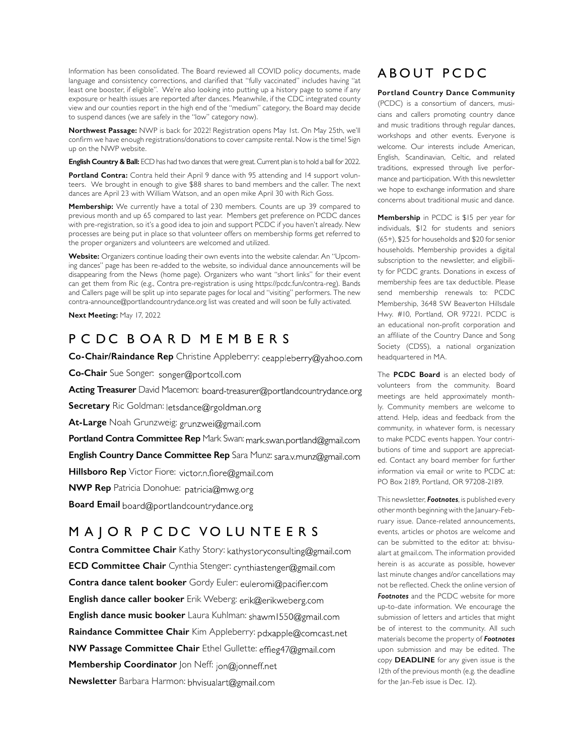Information has been consolidated. The Board reviewed all COVID policy documents, made language and consistency corrections, and clarified that "fully vaccinated" includes having "at least one booster, if eligible". We're also looking into putting up a history page to some if any exposure or health issues are reported after dances. Meanwhile, if the CDC integrated county view and our counties report in the high end of the "medium" category, the Board may decide to suspend dances (we are safely in the "low" category now).

**Northwest Passage:** NWP is back for 2022! Registration opens May 1st. On May 25th, we'll confirm we have enough registrations/donations to cover campsite rental. Now is the time! Sign up on the NWP website.

**English Country & Ball:** ECD has had two dances that were great. Current plan is to hold a ball for 2022.

**Portland Contra:** Contra held their April 9 dance with 95 attending and 14 support volunteers. We brought in enough to give $88 shares to band members and the caller. The next dances are April 23 with William Watson, and an open mike April 30 with Rich Goss.

**Membership:** We currently have a total of 230 members. Counts are up 39 compared to previous month and up 65 compared to last year. Members get preference on PCDC dances with pre-registration, so it's a good idea to join and support PCDC if you haven't already. New processes are being put in place so that volunteer offers on membership forms get referred to the proper organizers and volunteers are welcomed and utilized.

**Website:** Organizers continue loading their own events into the website calendar. An "Upcoming dances" page has been re-added to the website, so individual dance announcements will be disappearing from the News (home page). Organizers who want "short links" for their event can get them from Ric (e.g., Contra pre-registration is using https://pcdc.fun/contra-reg). Bands and Callers page will be split up into separate pages for local and "visiting" performers. The new contra-announce@portlandcountrydance.org list was created and will soon be fully activated.

**Next Meeting:** May 17, 2022

## PCDC BOARD MEMBERS

**Co-Chair/Raindance Rep** Christine Appleberry: ceappleberry@yahoo.com

**Co-Chair** Sue Songer: songer@portcoll.com

**Acting Treasurer** David Macemon: board-treasurer@portlandcountrydance.org

**Secretary** Ric Goldman: letsdance@rgoldman.org

**At-Large** Noah Grunzweig: grunzwei@gmail.com

**Portland Contra Committee Rep** Mark Swan: mark.swan.portland@gmail.com

**English Country Dance Committee Rep** Sara Munz: sara.v.munz@gmail.com

**Hillsboro Rep** Victor Fiore: victor.n.fiore@gmail.com

**NWP Rep** Patricia Donohue: patricia@mwg.org

**Board Email** board@portlandcountrydance.org

## MAJOR PCDC VOLUNTEERS

**Contra Committee Chair** Kathy Story: kathystoryconsulting@gmail.com

**ECD Committee Chair** Cynthia Stenger: cynthiastenger@gmail.com

**Contra dance talent booker** Gordy Euler: euleromi@pacifier.com

**English dance caller booker** Erik Weberg: erik@erikweberg.com

**English dance music booker** Laura Kuhlman: shawm1550@gmail.com

**Raindance Committee Chair** Kim Appleberry: pdxapple@comcast.net

**NW Passage Committee Chair** Ethel Gullette: effieg47@gmail.com

**Membership Coordinator** Jon Neff: jon@jonneff.net

**Newsletter** Barbara Harmon: bhvisualart@gmail.com

## ABOUT PCDC

**Portland Country Dance Community** (PCDC) is a consortium of dancers, musicians and callers promoting country dance and music traditions through regular dances, workshops and other events. Everyone is welcome. Our interests include American, English, Scandinavian, Celtic, and related traditions, expressed through live performance and participation. With this newsletter we hope to exchange information and share concerns about traditional music and dance.

**Membership** in PCDC is $15 per year for individuals, $12 for students and seniors (65+), $25 for households and $20 for senior households. Membership provides a digital subscription to the newsletter, and eligibility for PCDC grants. Donations in excess of membership fees are tax deductible. Please send membership renewals to: PCDC Membership, 3648 SW Beaverton Hillsdale Hwy. #10, Portland, OR 97221. PCDC is an educational non-profit corporation and an affiliate of the Country Dance and Song Society (CDSS), a national organization headquartered in MA.

The **PCDC Board** is an elected body of volunteers from the community. Board meetings are held approximately monthly. Community members are welcome to attend. Help, ideas and feedback from the community, in whatever form, is necessary to make PCDC events happen. Your contributions of time and support are appreciated. Contact any board member for further information via email or write to PCDC at: PO Box 2189, Portland, OR 97208-2189.

This newsletter, ***Footnotes***, is published every other month beginning with the January-February issue. Dance-related announcements, events, articles or photos are welcome and can be submitted to the editor at: bhvisualart at gmail.com. The information provided herein is as accurate as possible, however last minute changes and/or cancellations may not be reflected. Check the online version of ***Footnotes*** and the PCDC website for more up-to-date information. We encourage the submission of letters and articles that might be of interest to the community. All such materials become the property of ***Footnotes*** upon submission and may be edited. The copy **DEADLINE** for any given issue is the 12th of the previous month (e.g. the deadline for the Jan-Feb issue is Dec. 12).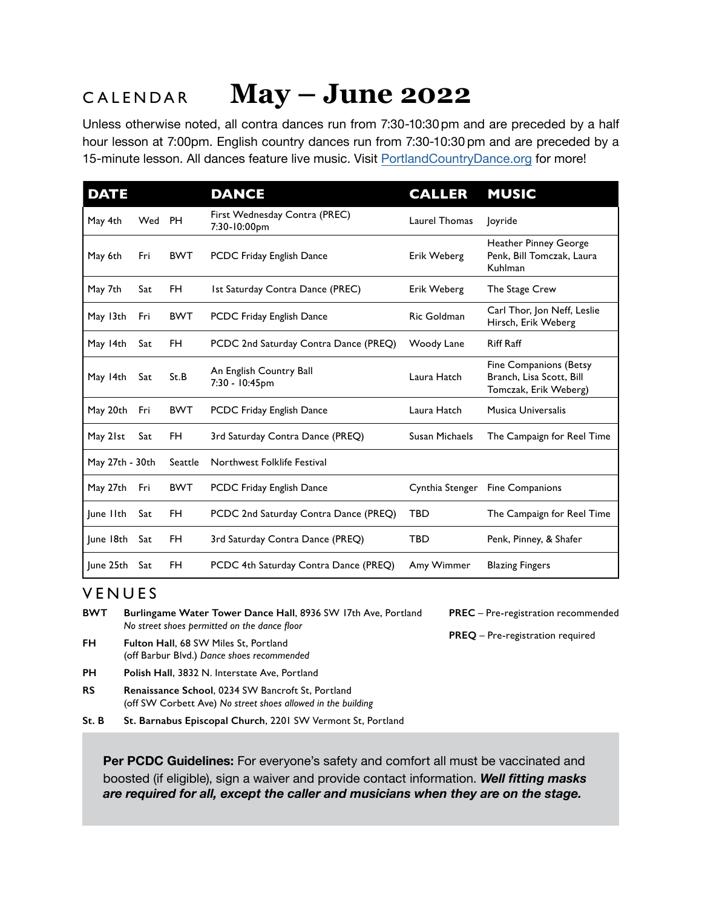# CALENDAR May – June 2022

Unless otherwise noted, all contra dances run from 7:30-10:30 pm and are preceded by a half hour lesson at 7:00pm. English country dances run from 7:30-10:30 pm and are preceded by a 15-minute lesson. All dances feature live music. Visit PortlandCountryDance.org for more!

| DATE | | | DANCE | CALLER | MUSIC |
|---|---|---|---|---|---|
| May 4th | Wed | PH | First Wednesday Contra (PREC) 7:30-10:00pm | Laurel Thomas | Joyride |
| May 6th | Fri | BWT | PCDC Friday English Dance | Erik Weberg | Heather Pinney George Penk, Bill Tomczak, Laura Kuhlman |
| May 7th | Sat | FH | 1st Saturday Contra Dance (PREC) | Erik Weberg | The Stage Crew |
| May 13th | Fri | BWT | PCDC Friday English Dance | Ric Goldman | Carl Thor, Jon Neff, Leslie Hirsch, Erik Weberg |
| May 14th | Sat | FH | PCDC 2nd Saturday Contra Dance (PREQ) | Woody Lane | Riff Raff |
| May 14th | Sat | St.B | An English Country Ball 7:30 - 10:45pm | Laura Hatch | Fine Companions (Betsy Branch, Lisa Scott, Bill Tomczak, Erik Weberg) |
| May 20th | Fri | BWT | PCDC Friday English Dance | Laura Hatch | Musica Universalis |
| May 21st | Sat | FH | 3rd Saturday Contra Dance (PREQ) | Susan Michaels | The Campaign for Reel Time |
| May 27th - 30th | | Seattle | Northwest Folklife Festival | | |
| May 27th | Fri | BWT | PCDC Friday English Dance | Cynthia Stenger | Fine Companions |
| June 11th | Sat | FH | PCDC 2nd Saturday Contra Dance (PREQ) | TBD | The Campaign for Reel Time |
| June 18th | Sat | FH | 3rd Saturday Contra Dance (PREQ) | TBD | Penk, Pinney, & Shafer |
| June 25th | Sat | FH | PCDC 4th Saturday Contra Dance (PREQ) | Amy Wimmer | Blazing Fingers |

## VENUES

**BWT** **Burlingame Water Tower Dance Hall**, 8936 SW 17th Ave, Portland
*No street shoes permitted on the dance floor*

**FH** **Fulton Hall**, 68 SW Miles St, Portland
(off Barbur Blvd.) *Dance shoes recommended*

**PH** **Polish Hall**, 3832 N. Interstate Ave, Portland

**RS** **Renaissance School**, 0234 SW Bancroft St, Portland
(off SW Corbett Ave) *No street shoes allowed in the building*

**St. B** **St. Barnabus Episcopal Church**, 2201 SW Vermont St, Portland

**PREC** – Pre-registration recommended

**PREQ** – Pre-registration required

**Per PCDC Guidelines:** For everyone's safety and comfort all must be vaccinated and boosted (if eligible), sign a waiver and provide contact information. ***Well fitting masks are required for all, except the caller and musicians when they are on the stage.***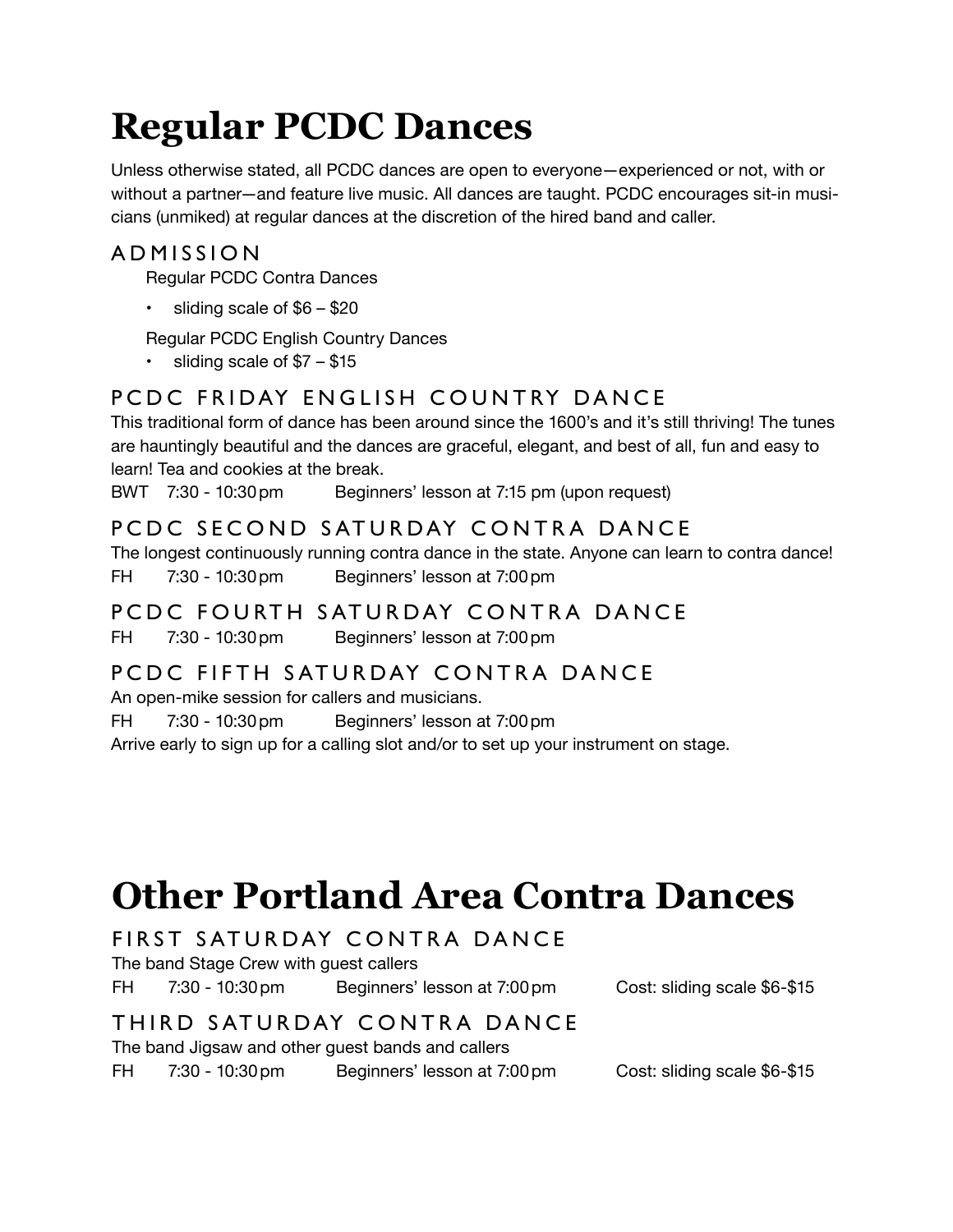# Regular PCDC Dances

Unless otherwise stated, all PCDC dances are open to everyone—experienced or not, with or without a partner—and feature live music. All dances are taught. PCDC encourages sit-in musicians (unmiked) at regular dances at the discretion of the hired band and caller.

## ADMISSION

Regular PCDC Contra Dances

- sliding scale of $6 – $20

Regular PCDC English Country Dances

- sliding scale of $7 – $15

## PCDC FRIDAY ENGLISH COUNTRY DANCE

This traditional form of dance has been around since the 1600's and it's still thriving! The tunes are hauntingly beautiful and the dances are graceful, elegant, and best of all, fun and easy to learn! Tea and cookies at the break.

BWT 7:30 - 10:30 pm Beginners' lesson at 7:15 pm (upon request)

## PCDC SECOND SATURDAY CONTRA DANCE

The longest continuously running contra dance in the state. Anyone can learn to contra dance!

FH 7:30 - 10:30 pm Beginners' lesson at 7:00 pm

## PCDC FOURTH SATURDAY CONTRA DANCE

FH 7:30 - 10:30 pm Beginners' lesson at 7:00 pm

## PCDC FIFTH SATURDAY CONTRA DANCE

An open-mike session for callers and musicians.

FH 7:30 - 10:30 pm Beginners' lesson at 7:00 pm

Arrive early to sign up for a calling slot and/or to set up your instrument on stage.

# Other Portland Area Contra Dances

## FIRST SATURDAY CONTRA DANCE

The band Stage Crew with guest callers

FH 7:30 - 10:30 pm Beginners' lesson at 7:00 pm Cost: sliding scale $6-$15

## THIRD SATURDAY CONTRA DANCE

The band Jigsaw and other guest bands and callers

FH 7:30 - 10:30 pm Beginners' lesson at 7:00 pm Cost: sliding scale $6-$15